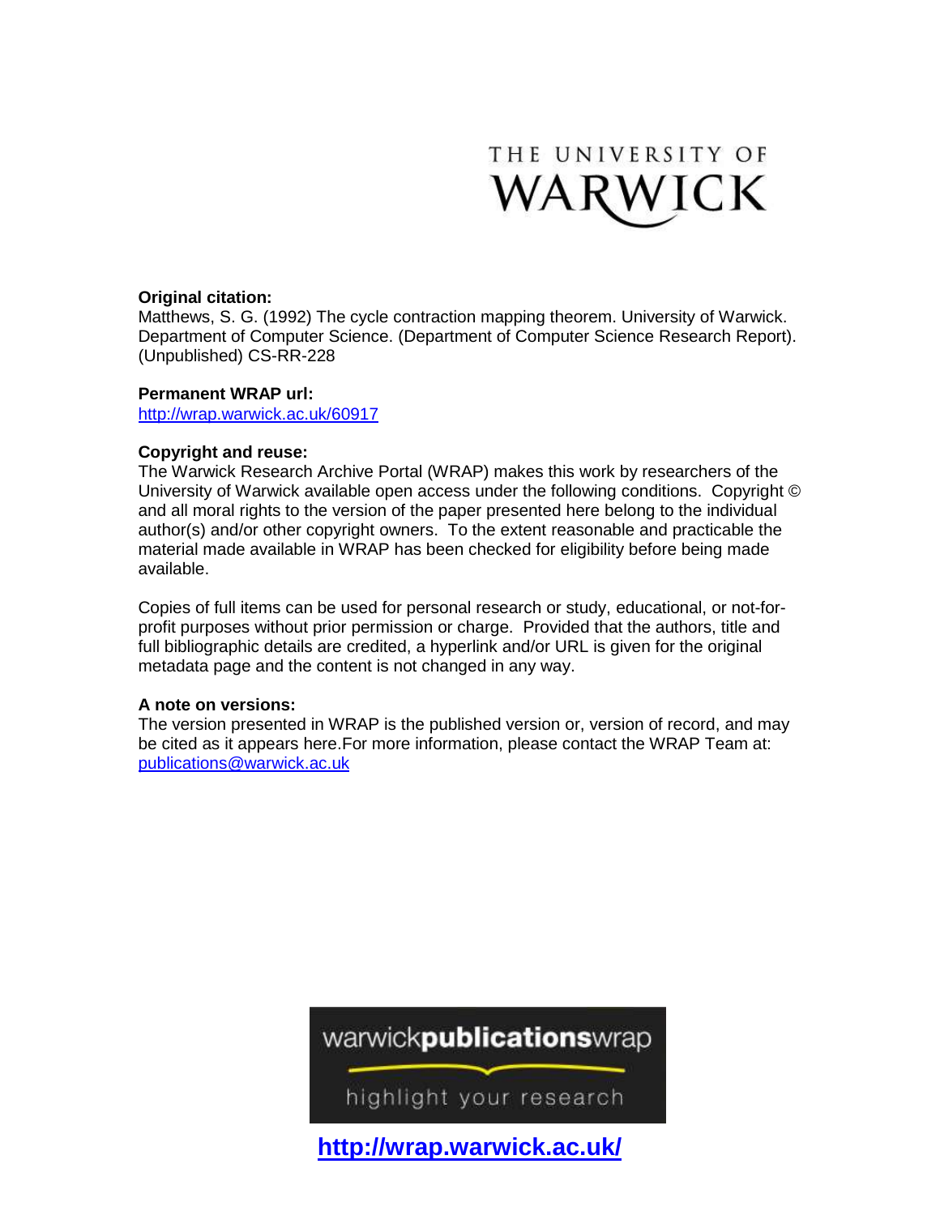THE UNIVERSITY OF WARWICK

**Original citation:**
Matthews, S. G. (1992) The cycle contraction mapping theorem. University of Warwick. Department of Computer Science. (Department of Computer Science Research Report). (Unpublished) CS-RR-228

**Permanent WRAP url:**
http://wrap.warwick.ac.uk/60917

**Copyright and reuse:**
The Warwick Research Archive Portal (WRAP) makes this work by researchers of the University of Warwick available open access under the following conditions. Copyright © and all moral rights to the version of the paper presented here belong to the individual author(s) and/or other copyright owners. To the extent reasonable and practicable the material made available in WRAP has been checked for eligibility before being made available.

Copies of full items can be used for personal research or study, educational, or not-for-profit purposes without prior permission or charge. Provided that the authors, title and full bibliographic details are credited, a hyperlink and/or URL is given for the original metadata page and the content is not changed in any way.

**A note on versions:**
The version presented in WRAP is the published version or, version of record, and may be cited as it appears here.For more information, please contact the WRAP Team at: publications@warwick.ac.uk

warwick**publications**wrap

highlight your research

**http://wrap.warwick.ac.uk/**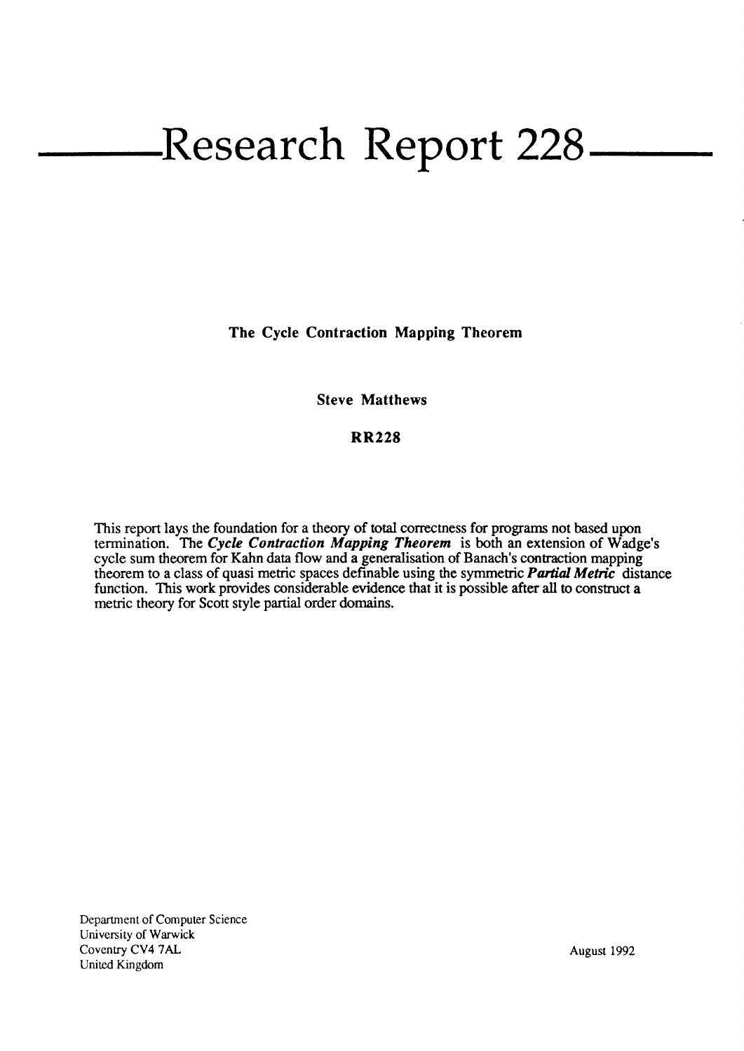# Research Report 228

**The Cycle Contraction Mapping Theorem**

**Steve Matthews**

**RR228**

This report lays the foundation for a theory of total correctness for programs not based upon termination. The ***Cycle Contraction Mapping Theorem*** is both an extension of Wadge's cycle sum theorem for Kahn data flow and a generalisation of Banach's contraction mapping theorem to a class of quasi metric spaces definable using the symmetric ***Partial Metric*** distance function. This work provides considerable evidence that it is possible after all to construct a metric theory for Scott style partial order domains.

Department of Computer Science
University of Warwick
Coventry CV4 7AL
United Kingdom

August 1992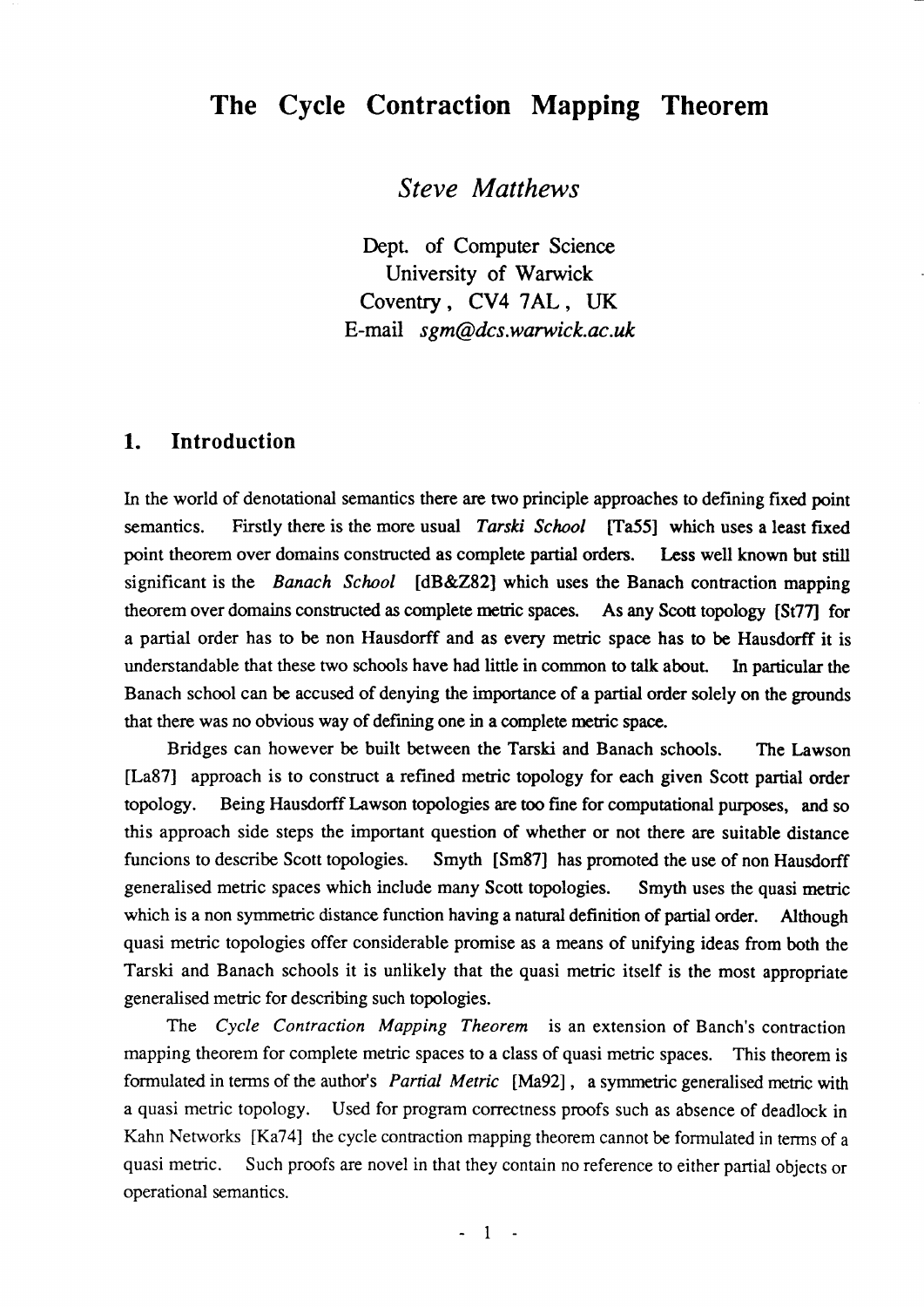# The Cycle Contraction Mapping Theorem

*Steve Matthews*

Dept. of Computer Science
University of Warwick
Coventry, CV4 7AL, UK
E-mail *sgm@dcs.warwick.ac.uk*

## 1. Introduction

In the world of denotational semantics there are two principle approaches to defining fixed point semantics. Firstly there is the more usual *Tarski School* [Ta55] which uses a least fixed point theorem over domains constructed as complete partial orders. Less well known but still significant is the *Banach School* [dB&Z82] which uses the Banach contraction mapping theorem over domains constructed as complete metric spaces. As any Scott topology [St77] for a partial order has to be non Hausdorff and as every metric space has to be Hausdorff it is understandable that these two schools have had little in common to talk about. In particular the Banach school can be accused of denying the importance of a partial order solely on the grounds that there was no obvious way of defining one in a complete metric space.

Bridges can however be built between the Tarski and Banach schools. The Lawson [La87] approach is to construct a refined metric topology for each given Scott partial order topology. Being Hausdorff Lawson topologies are too fine for computational purposes, and so this approach side steps the important question of whether or not there are suitable distance funcions to describe Scott topologies. Smyth [Sm87] has promoted the use of non Hausdorff generalised metric spaces which include many Scott topologies. Smyth uses the quasi metric which is a non symmetric distance function having a natural definition of partial order. Although quasi metric topologies offer considerable promise as a means of unifying ideas from both the Tarski and Banach schools it is unlikely that the quasi metric itself is the most appropriate generalised metric for describing such topologies.

The *Cycle Contraction Mapping Theorem* is an extension of Banch's contraction mapping theorem for complete metric spaces to a class of quasi metric spaces. This theorem is formulated in terms of the author's *Partial Metric* [Ma92], a symmetric generalised metric with a quasi metric topology. Used for program correctness proofs such as absence of deadlock in Kahn Networks [Ka74] the cycle contraction mapping theorem cannot be formulated in terms of a quasi metric. Such proofs are novel in that they contain no reference to either partial objects or operational semantics.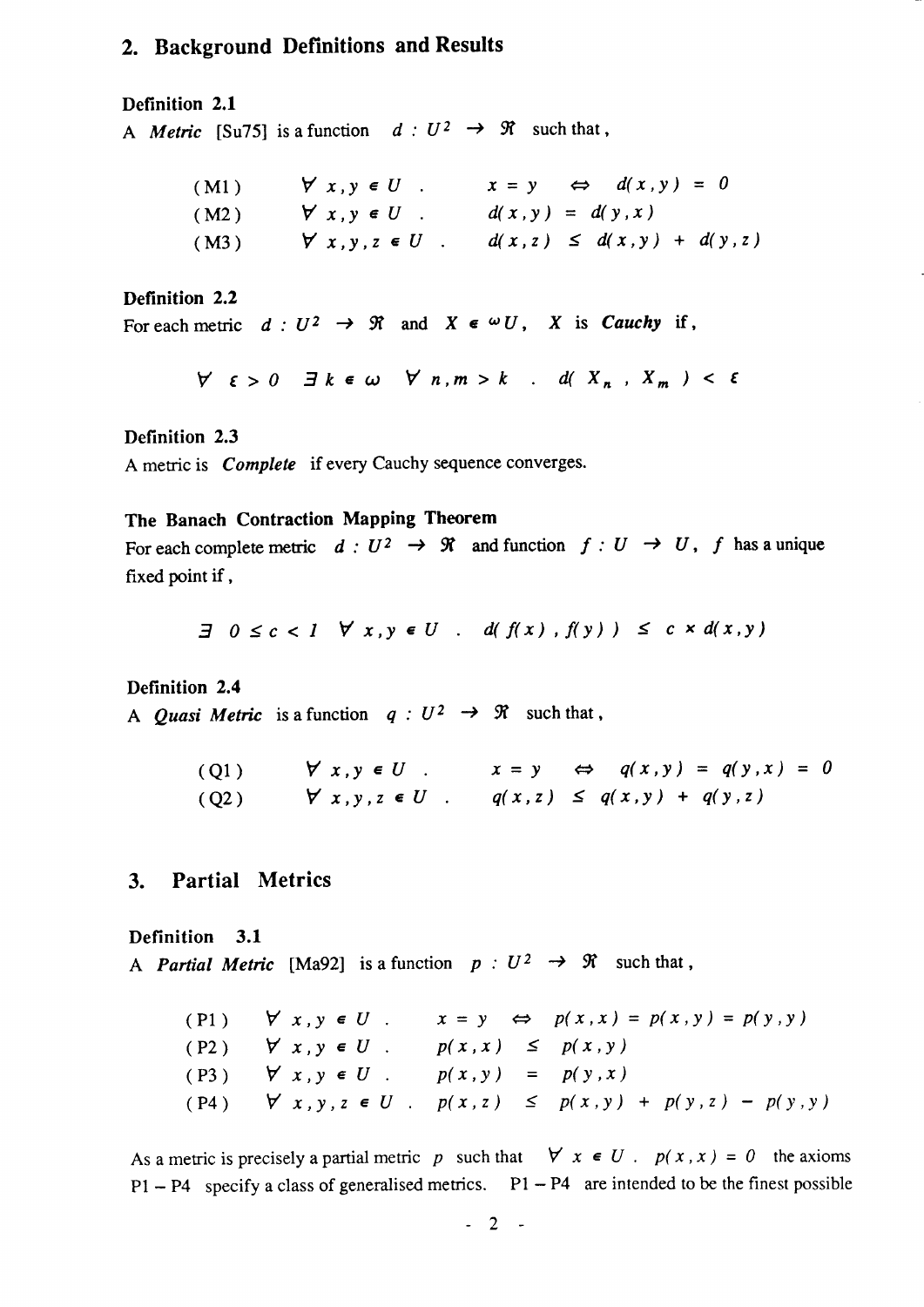## 2. Background Definitions and Results

**Definition 2.1**

A *Metric* [Su75] is a function $d : U^2 \to \Re$ such that,

$$
\begin{array}{lll}
(\text{M1}) & \forall\, x, y \in U \,. & x = y \;\Leftrightarrow\; d(x, y) = 0 \\
(\text{M2}) & \forall\, x, y \in U \,. & d(x, y) = d(y, x) \\
(\text{M3}) & \forall\, x, y, z \in U \,. & d(x, z) \leq d(x, y) + d(y, z)
\end{array}
$$

**Definition 2.2**

For each metric $d : U^2 \to \Re$ and $X \in {}^{\omega}U$, $X$ is ***Cauchy*** if,

$$
\forall\; \varepsilon > 0 \;\; \exists\, k \in \omega \;\; \forall\, n, m > k \;\; . \;\; d(\, X_n \,,\, X_m \,) < \varepsilon
$$

**Definition 2.3**

A metric is *Complete* if every Cauchy sequence converges.

**The Banach Contraction Mapping Theorem**

For each complete metric $d : U^2 \to \Re$ and function $f : U \to U$, $f$ has a unique fixed point if,

$$
\exists\;\; 0 \leq c < 1 \;\; \forall\, x, y \in U \;\; . \;\; d(\, f(x) \,,\, f(y) \,) \;\leq\; c \times d(x, y)
$$

**Definition 2.4**

A *Quasi Metric* is a function $q : U^2 \to \Re$ such that,

$$
\begin{array}{lll}
(\text{Q1}) & \forall\, x, y \in U \,. & x = y \;\Leftrightarrow\; q(x, y) = q(y, x) = 0 \\
(\text{Q2}) & \forall\, x, y, z \in U \,. & q(x, z) \leq q(x, y) + q(y, z)
\end{array}
$$

## 3. Partial Metrics

**Definition 3.1**

A *Partial Metric* [Ma92] is a function $p : U^2 \to \Re$ such that,

$$
\begin{array}{lll}
(\text{P1}) & \forall\, x, y \in U \,. & x = y \;\Leftrightarrow\; p(x, x) = p(x, y) = p(y, y) \\
(\text{P2}) & \forall\, x, y \in U \,. & p(x, x) \leq p(x, y) \\
(\text{P3}) & \forall\, x, y \in U \,. & p(x, y) = p(y, x) \\
(\text{P4}) & \forall\, x, y, z \in U \,. & p(x, z) \leq p(x, y) + p(y, z) - p(y, y)
\end{array}
$$

As a metric is precisely a partial metric $p$ such that $\forall\, x \in U \,.\; p(x, x) = 0$ the axioms P1 – P4 specify a class of generalised metrics. P1 – P4 are intended to be the finest possible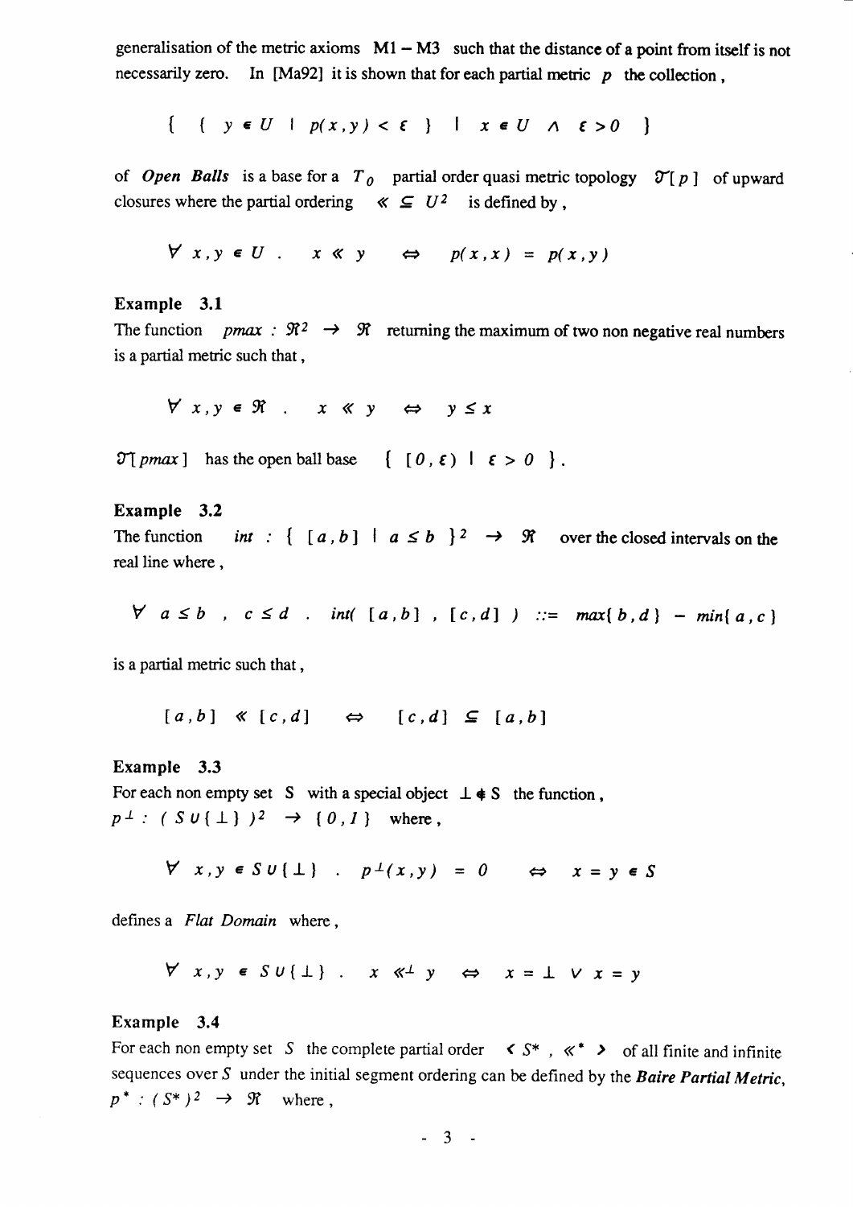generalisation of the metric axioms M1 – M3 such that the distance of a point from itself is not necessarily zero. In [Ma92] it is shown that for each partial metric $p$ the collection ,

$$\{ \ \{ \ y \in U \ \mid \ p(x,y) < \varepsilon \ \} \ \mid \ x \in U \ \wedge \ \varepsilon > 0 \ \}$$

of ***Open Balls*** is a base for a $T_0$ partial order quasi metric topology $\mathcal{T}[\,p\,]$ of upward closures where the partial ordering $\ll \ \subseteq U^2$ is defined by ,

$$\forall \ x,y \in U \ . \quad x \ll y \quad \Leftrightarrow \quad p(x,x) = p(x,y)$$

**Example 3.1**

The function $pmax : \Re^2 \rightarrow \Re$ returning the maximum of two non negative real numbers is a partial metric such that ,

$$\forall \ x,y \in \Re \ . \quad x \ll y \quad \Leftrightarrow \quad y \leq x$$

$\mathcal{T}[\,pmax\,]$ has the open ball base $\{ \ [\,0\,,\varepsilon\,) \ \mid \ \varepsilon > 0 \ \}$.

**Example 3.2**

The function $int : \{ \ [\,a\,,b\,] \ \mid \ a \leq b \ \}^2 \rightarrow \Re$ over the closed intervals on the real line where ,

$$\forall \ a \leq b \ , \ c \leq d \ . \quad int(\ [\,a\,,b\,] \ , \ [\,c\,,d\,] \ ) \ ::= \ max\{\,b\,,d\,\} \ - \ min\{\,a\,,c\,\}$$

is a partial metric such that ,

$$[\,a\,,b\,] \ \ll \ [\,c\,,d\,] \quad \Leftrightarrow \quad [\,c\,,d\,] \ \subseteq \ [\,a\,,b\,]$$

**Example 3.3**

For each non empty set S with a special object $\perp \notin$ S the function ,
$p^{\perp} : (\ S \cup \{\perp\}\ )^2 \rightarrow \{\,0\,,1\,\}$ where ,

$$\forall \ x,y \in S \cup \{\perp\} \ . \quad p^{\perp}(x,y) \ = \ 0 \quad \Leftrightarrow \quad x = y \in S$$

defines a *Flat Domain* where ,

$$\forall \ x,y \in S \cup \{\perp\} \ . \quad x \ll^{\perp} y \quad \Leftrightarrow \quad x = \perp \ \vee \ x = y$$

**Example 3.4**

For each non empty set $S$ the complete partial order $\langle \ S^* \ , \ \ll^* \ \rangle$ of all finite and infinite sequences over $S$ under the initial segment ordering can be defined by the ***Baire Partial Metric***, $p^* : (S^*)^2 \rightarrow \Re$ where ,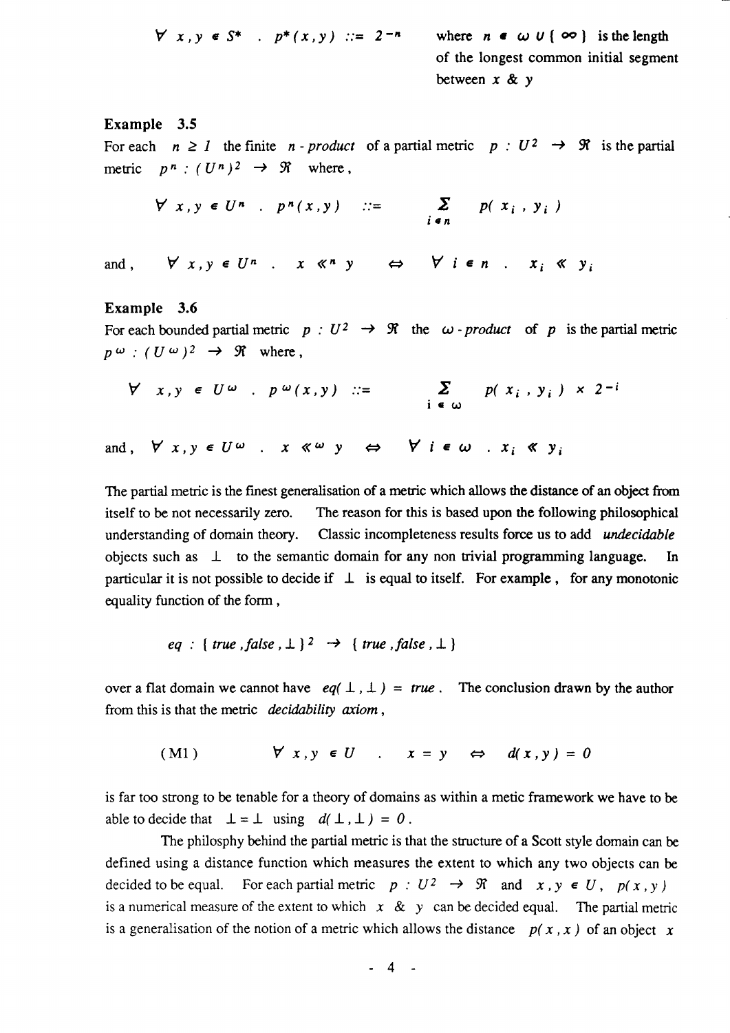$$\forall\ x,y \in S^* \ .\ p^*(x,y) ::= 2^{-n}$$

where $n \in \omega \cup \{ \infty \}$ is the length of the longest common initial segment between $x$ & $y$

**Example 3.5**

For each $n \geq 1$ the finite *n - product* of a partial metric $p : U^2 \rightarrow \Re$ is the partial metric $p^n : (U^n)^2 \rightarrow \Re$ where ,

$$\forall\ x,y \in U^n \ .\ p^n(x,y) ::= \sum_{i \in n} p(x_i , y_i)$$

and , $\forall\ x,y \in U^n \ .\ x \ll^n y \Leftrightarrow \forall\ i \in n \ .\ x_i \ll y_i$

**Example 3.6**

For each bounded partial metric $p : U^2 \rightarrow \Re$ the *$\omega$ - product* of $p$ is the partial metric $p^\omega : (U^\omega)^2 \rightarrow \Re$ where ,

$$\forall\ x,y \in U^\omega \ .\ p^\omega(x,y) ::= \sum_{i \in \omega} p(x_i , y_i) \times 2^{-i}$$

and , $\forall\ x,y \in U^\omega \ .\ x \ll^\omega y \Leftrightarrow \forall\ i \in \omega \ .\ x_i \ll y_i$

The partial metric is the finest generalisation of a metric which allows the distance of an object from itself to be not necessarily zero. The reason for this is based upon the following philosophical understanding of domain theory. Classic incompleteness results force us to add *undecidable* objects such as $\perp$ to the semantic domain for any non trivial programming language. In particular it is not possible to decide if $\perp$ is equal to itself. For example , for any monotonic equality function of the form ,

$$eq : \{ true , false , \perp \}^2 \rightarrow \{ true , false , \perp \}$$

over a flat domain we cannot have $eq(\perp , \perp) = true$ . The conclusion drawn by the author from this is that the metric *decidability axiom* ,

$$(\text{M1}) \qquad \forall\ x,y \in U \ .\ x = y \Leftrightarrow d(x,y) = 0$$

is far too strong to be tenable for a theory of domains as within a metic framework we have to be able to decide that $\perp = \perp$ using $d(\perp , \perp) = 0$ .

The philosphy behind the partial metric is that the structure of a Scott style domain can be defined using a distance function which measures the extent to which any two objects can be decided to be equal. For each partial metric $p : U^2 \rightarrow \Re$ and $x , y \in U$, $p(x , y)$ is a numerical measure of the extent to which $x$ & $y$ can be decided equal. The partial metric is a generalisation of the notion of a metric which allows the distance $p(x , x)$ of an object $x$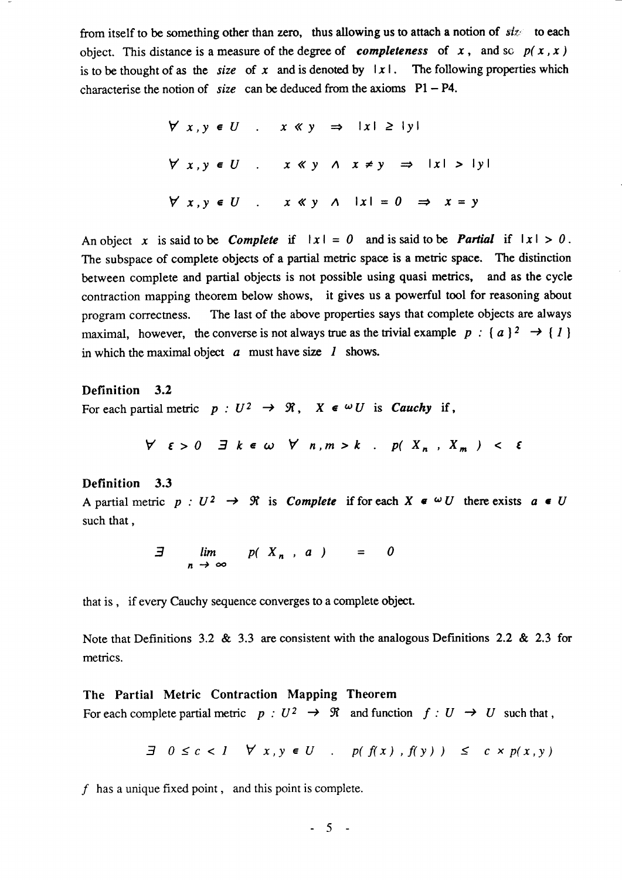from itself to be something other than zero, thus allowing us to attach a notion of *size* to each object. This distance is a measure of the degree of ***completeness*** of $x$, and so $p(x, x)$ is to be thought of as the *size* of $x$ and is denoted by $|x|$. The following properties which characterise the notion of *size* can be deduced from the axioms P1 – P4.

$$\forall\ x, y \in U \ .\ \ x \ll y \ \Rightarrow\ |x| \geq |y|$$

$$\forall\ x, y \in U \ .\ \ x \ll y \ \wedge\ x \neq y \ \Rightarrow\ |x| > |y|$$

$$\forall\ x, y \in U \ .\ \ x \ll y \ \wedge\ |x| = 0 \ \Rightarrow\ x = y$$

An object $x$ is said to be ***Complete*** if $|x| = 0$ and is said to be ***Partial*** if $|x| > 0$. The subspace of complete objects of a partial metric space is a metric space. The distinction between complete and partial objects is not possible using quasi metrics, and as the cycle contraction mapping theorem below shows, it gives us a powerful tool for reasoning about program correctness. The last of the above properties says that complete objects are always maximal, however, the converse is not always true as the trivial example $p : \{a\}^2 \rightarrow \{1\}$ in which the maximal object $a$ must have size $1$ shows.

**Definition 3.2**

For each partial metric $p : U^2 \rightarrow \Re$, $X \in {}^{\omega}U$ is ***Cauchy*** if,

$$\forall\ \varepsilon > 0 \ \ \exists\ k \in \omega \ \ \forall\ n, m > k \ .\ \ p(X_n, X_m) < \varepsilon$$

**Definition 3.3**

A partial metric $p : U^2 \rightarrow \Re$ is ***Complete*** if for each $X \in {}^{\omega}U$ there exists $a \in U$ such that,

$$\exists \lim_{n \rightarrow \infty} p(X_n, a) = 0$$

that is, if every Cauchy sequence converges to a complete object.

Note that Definitions 3.2 & 3.3 are consistent with the analogous Definitions 2.2 & 2.3 for metrics.

**The Partial Metric Contraction Mapping Theorem**

For each complete partial metric $p : U^2 \rightarrow \Re$ and function $f : U \rightarrow U$ such that,

$$\exists\ 0 \leq c < 1 \ \ \forall\ x, y \in U \ .\ \ p(f(x), f(y)) \leq c \times p(x, y)$$

$f$ has a unique fixed point, and this point is complete.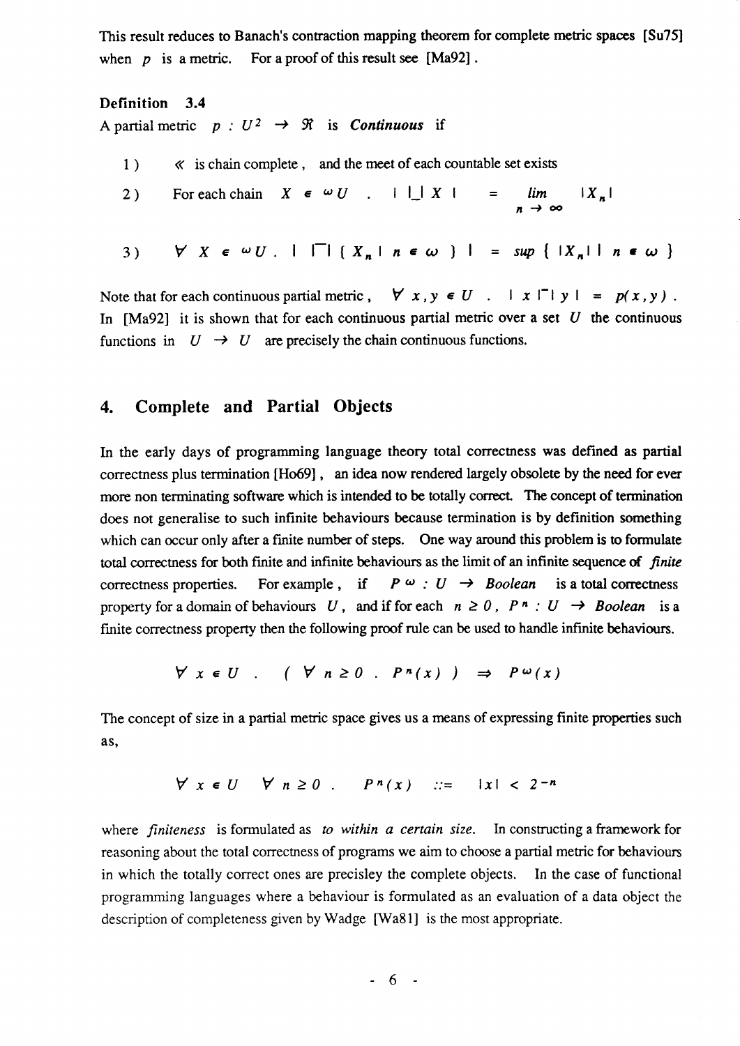This result reduces to Banach's contraction mapping theorem for complete metric spaces [Su75] when $p$ is a metric. For a proof of this result see [Ma92].

**Definition 3.4**

A partial metric $p : U^2 \rightarrow \Re$ is ***Continuous*** if

1) $\ll$ is chain complete, and the meet of each countable set exists

2) For each chain $X \in {}^{\omega}U \;.\; | \sqcup X | \;=\; \lim_{n \rightarrow \infty} |X_n|$

3) $\forall\; X \in {}^{\omega}U \;.\; | \sqcap \{ X_n \mid n \in \omega \} | \;=\; \sup \{ |X_n| \mid n \in \omega \}$

Note that for each continuous partial metric, $\forall\; x, y \in U \;.\; | x \sqcap y | \;=\; p(x,y)$. In [Ma92] it is shown that for each continuous partial metric over a set $U$ the continuous functions in $U \rightarrow U$ are precisely the chain continuous functions.

## 4. Complete and Partial Objects

In the early days of programming language theory total correctness was defined as partial correctness plus termination [Ho69], an idea now rendered largely obsolete by the need for ever more non terminating software which is intended to be totally correct. The concept of termination does not generalise to such infinite behaviours because termination is by definition something which can occur only after a finite number of steps. One way around this problem is to formulate total correctness for both finite and infinite behaviours as the limit of an infinite sequence of *finite* correctness properties. For example, if $P^{\omega} : U \rightarrow Boolean$ is a total correctness property for a domain of behaviours $U$, and if for each $n \geq 0$, $P^n : U \rightarrow Boolean$ is a finite correctness property then the following proof rule can be used to handle infinite behaviours.

$$\forall\; x \in U \;.\; (\; \forall\; n \geq 0 \;.\; P^n(x) \;) \;\Rightarrow\; P^{\omega}(x)$$

The concept of size in a partial metric space gives us a means of expressing finite properties such as,

$$\forall\; x \in U \quad \forall\; n \geq 0 \;.\quad P^n(x) \quad ::= \quad |x| < 2^{-n}$$

where *finiteness* is formulated as *to within a certain size*. In constructing a framework for reasoning about the total correctness of programs we aim to choose a partial metric for behaviours in which the totally correct ones are precisley the complete objects. In the case of functional programming languages where a behaviour is formulated as an evaluation of a data object the description of completeness given by Wadge [Wa81] is the most appropriate.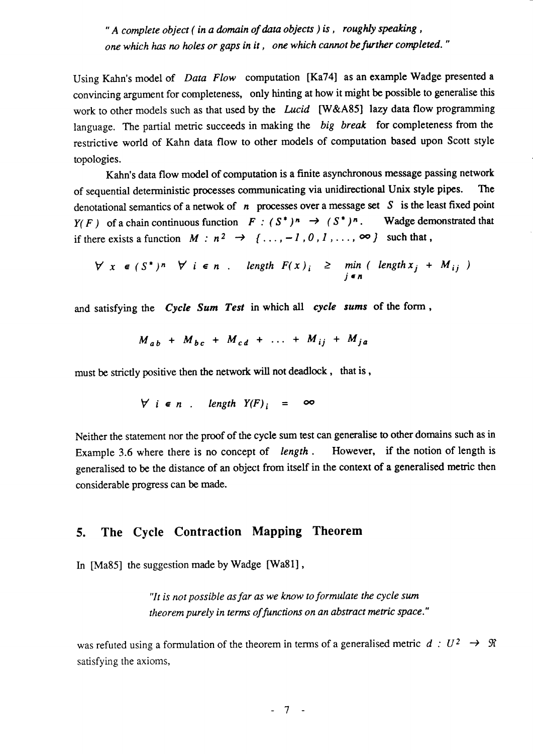*" A complete object ( in a domain of data objects ) is , roughly speaking , one which has no holes or gaps in it , one which cannot be further completed. "*

Using Kahn's model of *Data Flow* computation [Ka74] as an example Wadge presented a convincing argument for completeness, only hinting at how it might be possible to generalise this work to other models such as that used by the *Lucid* [W&A85] lazy data flow programming language. The partial metric succeeds in making the *big break* for completeness from the restrictive world of Kahn data flow to other models of computation based upon Scott style topologies.

Kahn's data flow model of computation is a finite asynchronous message passing network of sequential deterministic processes communicating via unidirectional Unix style pipes. The denotational semantics of a netwok of $n$ processes over a message set $S$ is the least fixed point $Y(F)$ of a chain continuous function $F : (S^*)^n \rightarrow (S^*)^n$. Wadge demonstrated that if there exists a function $M : n^2 \rightarrow \{ \ldots, -1, 0, 1, \ldots, \infty \}$ such that ,

$$\forall\, x \in (S^*)^n \quad \forall\, i \in n \;. \quad \textit{length}\ F(x)_i \;\geq\; \min_{j \in n} (\ \textit{length}\, x_j \;+\; M_{ij}\ )$$

and satisfying the ***Cycle Sum Test*** in which all ***cycle sums*** of the form ,

$$M_{ab} + M_{bc} + M_{cd} + \ldots + M_{ij} + M_{ja}$$

must be strictly positive then the network will not deadlock , that is ,

$$\forall\, i \in n \;. \quad \textit{length}\ Y(F)_i \;=\; \infty$$

Neither the statement nor the proof of the cycle sum test can generalise to other domains such as in Example 3.6 where there is no concept of *length* . However, if the notion of length is generalised to be the distance of an object from itself in the context of a generalised metric then considerable progress can be made.

## 5. The Cycle Contraction Mapping Theorem

In [Ma85] the suggestion made by Wadge [Wa81] ,

> *"It is not possible as far as we know to formulate the cycle sum theorem purely in terms of functions on an abstract metric space."*

was refuted using a formulation of the theorem in terms of a generalised metric $d : U^2 \rightarrow \Re$ satisfying the axioms,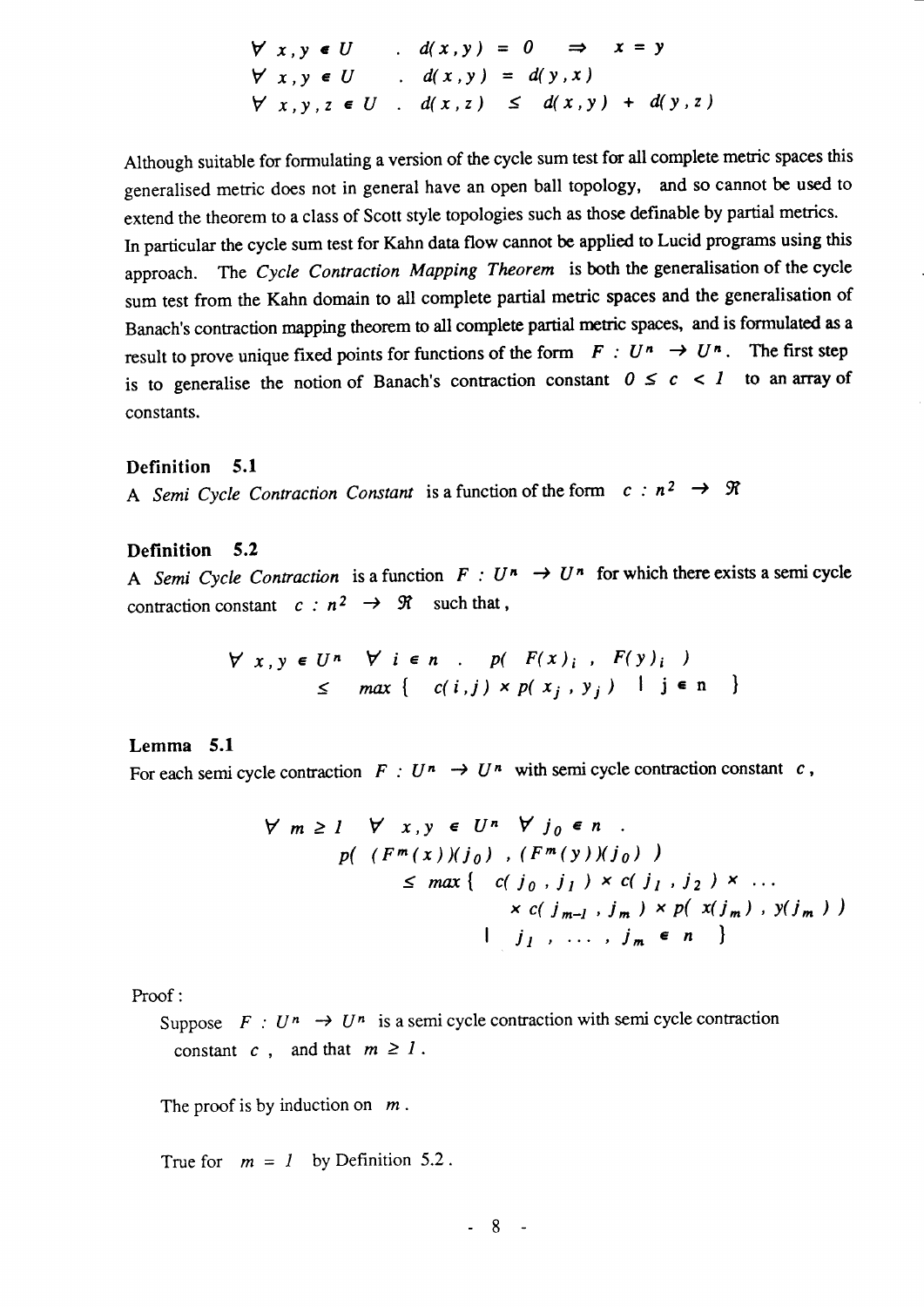$$\forall\ x,y \in U \quad .\ d(x,y) = 0 \quad \Rightarrow \quad x = y$$

$$\forall\ x,y \in U \quad .\ d(x,y) = d(y,x)$$

$$\forall\ x,y,z \in U \ .\ d(x,z) \leq d(x,y) + d(y,z)$$

Although suitable for formulating a version of the cycle sum test for all complete metric spaces this generalised metric does not in general have an open ball topology, and so cannot be used to extend the theorem to a class of Scott style topologies such as those definable by partial metrics. In particular the cycle sum test for Kahn data flow cannot be applied to Lucid programs using this approach. The *Cycle Contraction Mapping Theorem* is both the generalisation of the cycle sum test from the Kahn domain to all complete partial metric spaces and the generalisation of Banach's contraction mapping theorem to all complete partial metric spaces, and is formulated as a result to prove unique fixed points for functions of the form $F : U^n \rightarrow U^n$. The first step is to generalise the notion of Banach's contraction constant $0 \leq c < 1$ to an array of constants.

**Definition 5.1**

A *Semi Cycle Contraction Constant* is a function of the form $c : n^2 \rightarrow \Re$

**Definition 5.2**

A *Semi Cycle Contraction* is a function $F : U^n \rightarrow U^n$ for which there exists a semi cycle contraction constant $c : n^2 \rightarrow \Re$ such that,

$$\forall\ x,y \in U^n \quad \forall\ i \in n \quad .\quad p(\ F(x)_i\ ,\ F(y)_i\ )$$
$$\leq \ max\{\ c(i,j) \times p(x_j\ ,\ y_j)\ \mid j \in n\ \}$$

**Lemma 5.1**

For each semi cycle contraction $F : U^n \rightarrow U^n$ with semi cycle contraction constant $c$,

$$\forall\ m \geq 1 \quad \forall\ x,y \in U^n \quad \forall\ j_0 \in n \ .$$
$$p(\ (F^m(x))(j_0)\ ,\ (F^m(y))(j_0)\ )$$
$$\leq max\{\ c(j_0\ ,\ j_1) \times c(j_1\ ,\ j_2) \times \ldots$$
$$\times\ c(j_{m-1}\ ,\ j_m) \times p(\ x(j_m)\ ,\ y(j_m)\ )$$
$$\mid\ j_1\ ,\ \ldots\ ,\ j_m \in n\ \}$$

Proof :

Suppose $F : U^n \rightarrow U^n$ is a semi cycle contraction with semi cycle contraction constant $c$, and that $m \geq 1$.

The proof is by induction on $m$.

True for $m = 1$ by Definition 5.2 .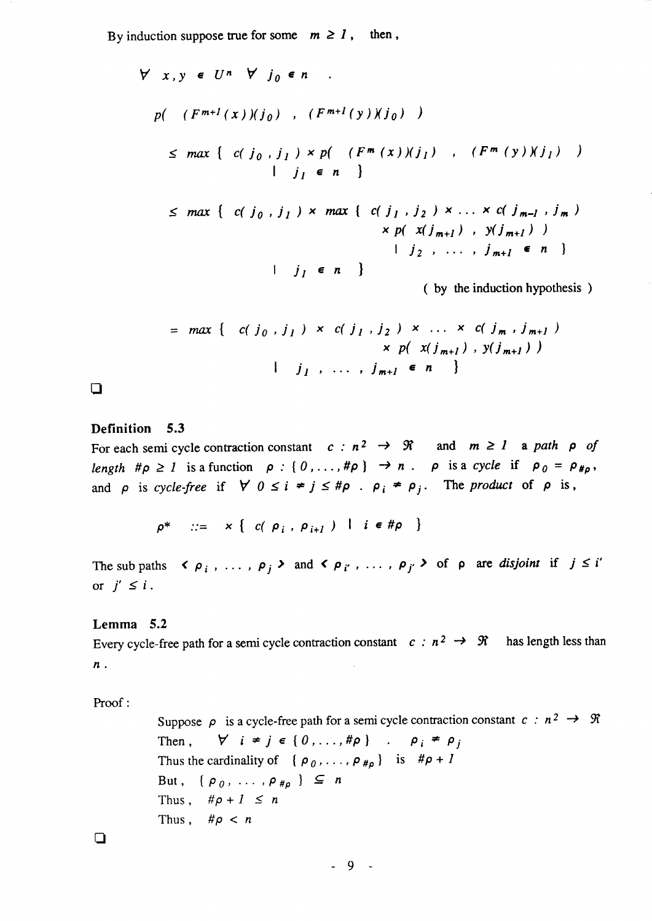By induction suppose true for some $m \geq 1$, then,

$$\forall \; x, y \in U^n \;\; \forall \; j_0 \in n \;\; .$$

$$p( \;\; (F^{m+1}(x))(j_0) \;\; , \;\; (F^{m+1}(y))(j_0) \;\; )$$

$$\leq \; max \; \{ \;\; c(j_0, j_1) \times p( \;\; (F^m(x))(j_1) \;\; , \;\; (F^m(y))(j_1) \;\; ) \;\; | \;\; j_1 \in n \;\; \}$$

$$\leq \; max \; \{ \;\; c(j_0, j_1) \times max \; \{ \;\; c(j_1, j_2) \times \ldots \times c(j_{m-1}, j_m) \times p( \; x(j_{m+1}) \; , \; y(j_{m+1}) \; ) \;\; | \;\; j_2 \; , \; \ldots \; , \; j_{m+1} \in n \;\; \} \;\; | \;\; j_1 \in n \;\; \}$$

( by the induction hypothesis )

$$= \; max \; \{ \;\; c(j_0, j_1) \times c(j_1, j_2) \times \ldots \times c(j_m, j_{m+1}) \times p( \; x(j_{m+1}) \; , \; y(j_{m+1}) \; ) \;\; | \;\; j_1 \; , \; \ldots \; , \; j_{m+1} \in n \;\; \}$$

❑

**Definition 5.3**

For each semi cycle contraction constant $c : n^2 \rightarrow \Re$ and $m \geq 1$ a *path* $\rho$ *of length* $\#\rho \geq 1$ is a function $\rho : \{0, \ldots, \#\rho\} \rightarrow n$. $\rho$ is a *cycle* if $\rho_0 = \rho_{\#\rho}$, and $\rho$ is *cycle-free* if $\forall \; 0 \leq i \neq j \leq \#\rho \; . \; \rho_i \neq \rho_j$. The *product* of $\rho$ is,

$$\rho^* \quad ::= \quad \times \; \{ \;\; c(\rho_i, \rho_{i+1}) \;\; | \;\; i \in \#\rho \;\; \}$$

The sub paths $\langle \rho_i, \ldots, \rho_j \rangle$ and $\langle \rho_{i'}, \ldots, \rho_{j'} \rangle$ of $\rho$ are *disjoint* if $j \leq i'$ or $j' \leq i$.

**Lemma 5.2**

Every cycle-free path for a semi cycle contraction constant $c : n^2 \rightarrow \Re$ has length less than $n$.

Proof :

Suppose $\rho$ is a cycle-free path for a semi cycle contraction constant $c : n^2 \rightarrow \Re$

Then, $\forall \; i \neq j \in \{0, \ldots, \#\rho\} \; . \; \rho_i \neq \rho_j$

Thus the cardinality of $\{\rho_0, \ldots, \rho_{\#\rho}\}$ is $\#\rho + 1$

But, $\{\rho_0, \ldots, \rho_{\#\rho}\} \subseteq n$

Thus, $\#\rho + 1 \leq n$

Thus, $\#\rho < n$

❑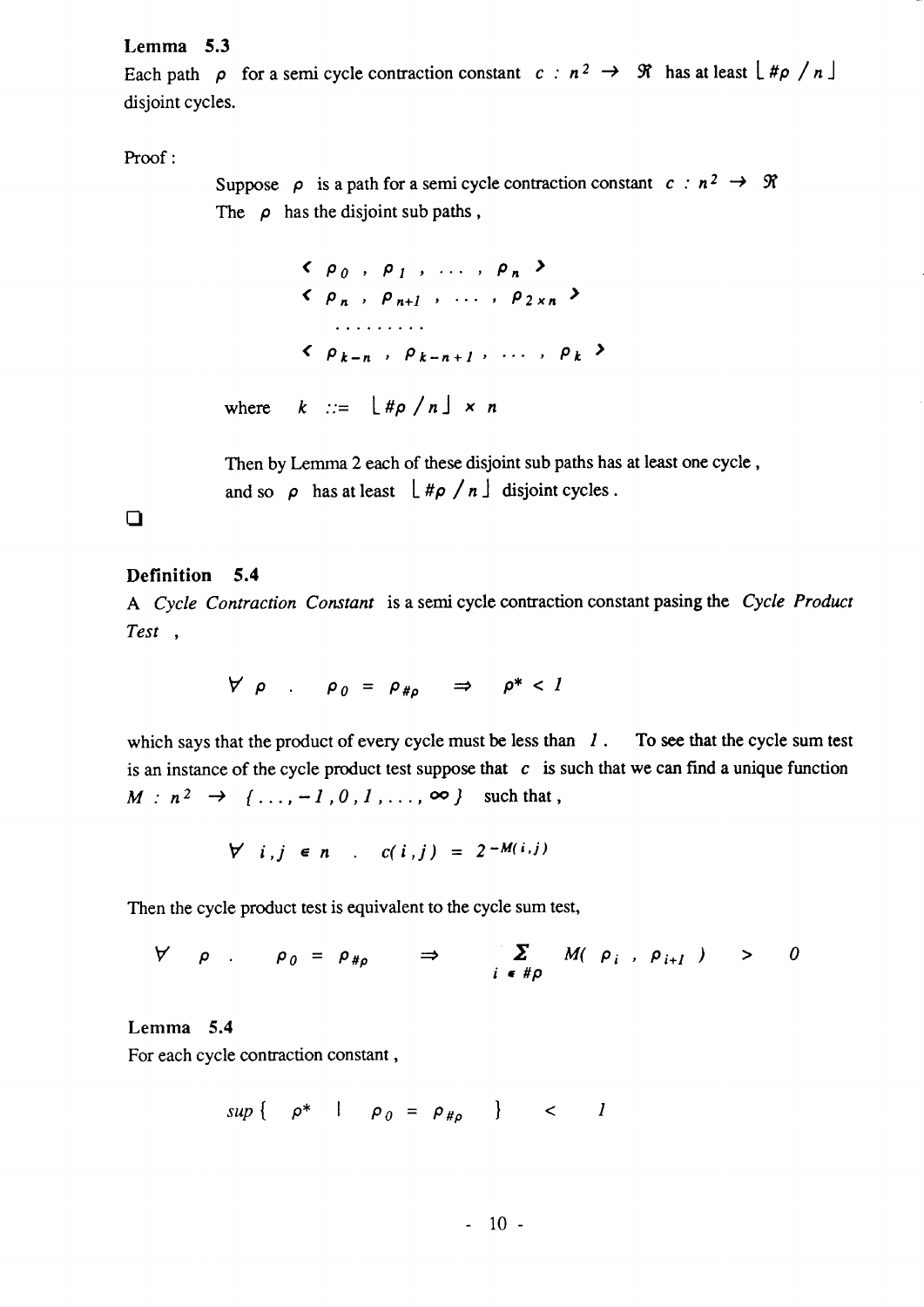**Lemma 5.3**
Each path $\rho$ for a semi cycle contraction constant $c : n^2 \rightarrow \Re$ has at least $\lfloor \#\rho \,/\, n \rfloor$ disjoint cycles.

Proof :

Suppose $\rho$ is a path for a semi cycle contraction constant $c : n^2 \rightarrow \Re$
The $\rho$ has the disjoint sub paths ,

$$\langle\ \rho_0\ ,\ \rho_1\ ,\ \ldots\ ,\ \rho_n\ \rangle$$
$$\langle\ \rho_n\ ,\ \rho_{n+1}\ ,\ \ldots\ ,\ \rho_{2\times n}\ \rangle$$
$$\ldots\ldots\ldots$$
$$\langle\ \rho_{k-n}\ ,\ \rho_{k-n+1}\ ,\ \ldots\ ,\ \rho_k\ \rangle$$

where $\quad k\ ::=\ \lfloor \#\rho \,/\, n \rfloor\ \times\ n$

Then by Lemma 2 each of these disjoint sub paths has at least one cycle ,
and so $\rho$ has at least $\lfloor \#\rho \,/\, n \rfloor$ disjoint cycles .

❑

**Definition 5.4**
A *Cycle Contraction Constant* is a semi cycle contraction constant pasing the *Cycle Product Test* ,

$$\forall\ \rho\ \ .\ \ \rho_0\ =\ \rho_{\#\rho}\ \ \Rightarrow\ \ \rho^*\ <\ 1$$

which says that the product of every cycle must be less than $1$ . To see that the cycle sum test is an instance of the cycle product test suppose that $c$ is such that we can find a unique function $M\ :\ n^2\ \rightarrow\ \{\ \ldots,-1\,,0\,,1\,,\ldots,\infty\ \}$ such that ,

$$\forall\ \ i,j\ \in\ n\ \ .\ \ c(\,i\,,j\,)\ =\ 2^{-M(\,i\,,j\,)}$$

Then the cycle product test is equivalent to the cycle sum test,

$$\forall\ \ \rho\ .\ \ \ \rho_0\ =\ \rho_{\#\rho}\ \ \ \Rightarrow\ \ \ \sum_{i\ \in\ \#\rho}\ M(\ \rho_i\ ,\ \rho_{i+1}\ )\ \ >\ \ 0$$

**Lemma 5.4**
For each cycle contraction constant ,

$$sup\,\{\ \ \rho^*\ \ \mid\ \ \rho_0\ =\ \rho_{\#\rho}\ \ \}\ \ <\ \ 1$$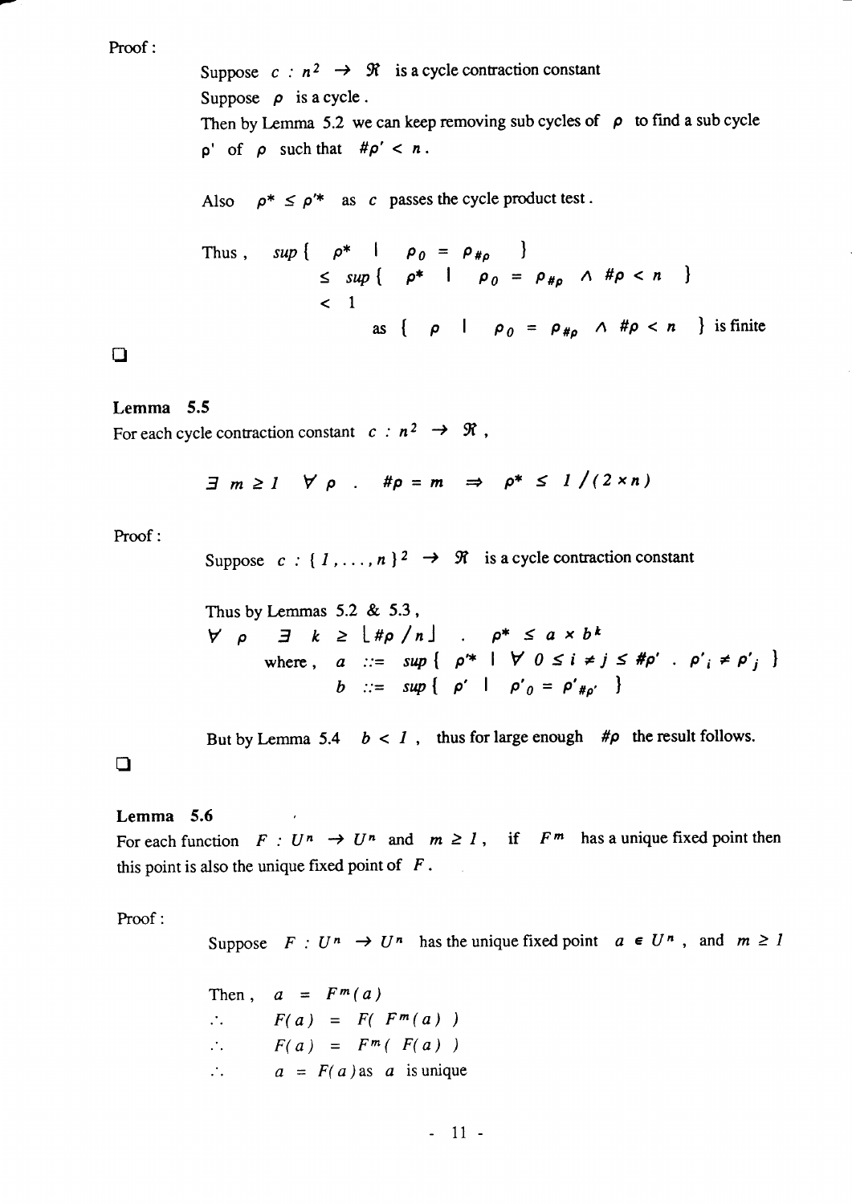Proof :

Suppose $c : n^2 \rightarrow \Re$ is a cycle contraction constant

Suppose $\rho$ is a cycle.

Then by Lemma 5.2 we can keep removing sub cycles of $\rho$ to find a sub cycle $\rho'$ of $\rho$ such that $\#\rho' < n$.

Also $\rho^* \leq \rho'^*$ as $c$ passes the cycle product test.

$$
\begin{aligned}
\text{Thus,} \quad & sup\{ \ \rho^* \ | \ \rho_0 = \rho_{\#\rho} \ \} \\
& \leq sup\{ \ \rho^* \ | \ \rho_0 = \rho_{\#\rho} \ \wedge \ \#\rho < n \ \} \\
& < 1 \\
& \qquad \text{as } \{ \ \rho \ | \ \rho_0 = \rho_{\#\rho} \ \wedge \ \#\rho < n \ \} \text{ is finite}
\end{aligned}
$$

❑

**Lemma 5.5**

For each cycle contraction constant $c : n^2 \rightarrow \Re$,

$$\exists \ m \geq 1 \quad \forall \ \rho \ . \quad \#\rho = m \quad \Rightarrow \quad \rho^* \leq 1/(2 \times n)$$

Proof :

Suppose $c : \{1, \ldots, n\}^2 \rightarrow \Re$ is a cycle contraction constant

Thus by Lemmas 5.2 & 5.3,

$$
\begin{aligned}
& \forall \ \rho \quad \exists \ k \geq \lfloor \#\rho / n \rfloor \quad . \quad \rho^* \leq a \times b^k \\
& \qquad \text{where,} \quad a ::= sup\{ \ \rho'^* \ | \ \forall \ 0 \leq i \neq j \leq \#\rho' \ . \ \rho'_i \neq \rho'_j \ \} \\
& \qquad \qquad \qquad b ::= sup\{ \ \rho' \ | \ \rho'_0 = \rho'_{\#\rho'} \ \}
\end{aligned}
$$

But by Lemma 5.4 $b < 1$, thus for large enough $\#\rho$ the result follows.

❑

**Lemma 5.6**

For each function $F : U^n \rightarrow U^n$ and $m \geq 1$, if $F^m$ has a unique fixed point then this point is also the unique fixed point of $F$.

Proof :

Suppose $F : U^n \rightarrow U^n$ has the unique fixed point $a \in U^n$, and $m \geq 1$

$$
\begin{aligned}
\text{Then,} \quad & a = F^m(a) \\
\therefore \quad & F(a) = F(\ F^m(a)\ ) \\
\therefore \quad & F(a) = F^m(\ F(a)\ ) \\
\therefore \quad & a = F(a) \text{ as } a \text{ is unique}
\end{aligned}
$$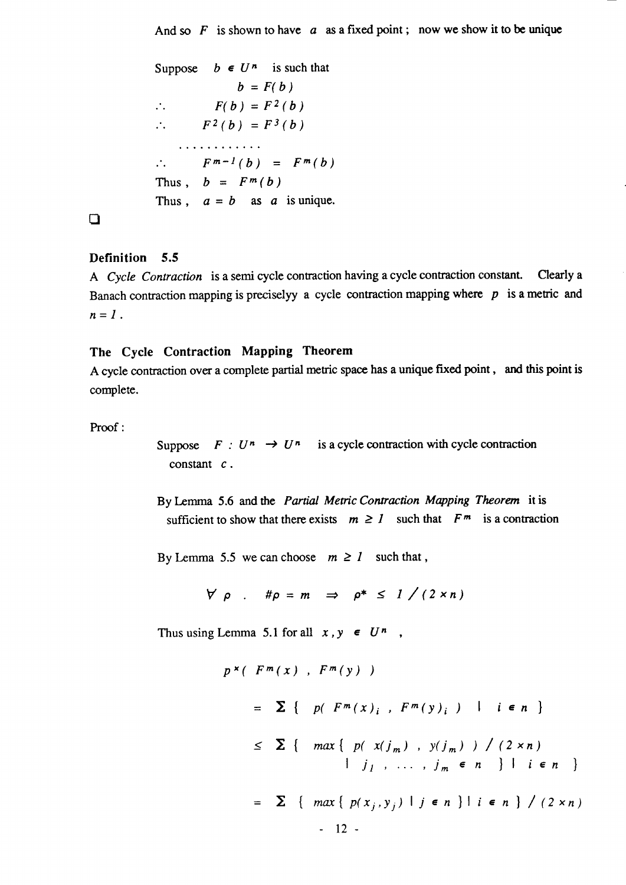And so $F$ is shown to have $a$ as a fixed point ; now we show it to be unique

Suppose $b \in U^n$ is such that

$$b = F(b)$$

$\therefore \quad F(b) = F^2(b)$

$\therefore \quad F^2(b) = F^3(b)$

$\quad \dots\dots\dots\dots$

$\therefore \quad F^{m-1}(b) = F^m(b)$

Thus , $b = F^m(b)$

Thus , $a = b$ as $a$ is unique.

❑

**Definition 5.5**

A *Cycle Contraction* is a semi cycle contraction having a cycle contraction constant. Clearly a Banach contraction mapping is preciselyy a cycle contraction mapping where $p$ is a metric and $n = 1$ .

**The Cycle Contraction Mapping Theorem**

A cycle contraction over a complete partial metric space has a unique fixed point , and this point is complete.

Proof :

Suppose $F : U^n \to U^n$ is a cycle contraction with cycle contraction constant $c$ .

By Lemma 5.6 and the *Partial Metric Contraction Mapping Theorem* it is sufficient to show that there exists $m \geq 1$ such that $F^m$ is a contraction

By Lemma 5.5 we can choose $m \geq 1$ such that ,

$$\forall \rho \ . \quad \#\rho = m \ \Rightarrow \ \rho^* \leq 1 / (2 \times n)$$

Thus using Lemma 5.1 for all $x, y \in U^n$ ,

$$p^\times(\ F^m(x)\ ,\ F^m(y)\ )$$

$$= \Sigma \{ \ p(\ F^m(x)_i\ ,\ F^m(y)_i\ ) \ \mid \ i \in n \ \}$$

$$\leq \Sigma \{ \ max \{ \ p(\ x(j_m)\ ,\ y(j_m)\ )\ /\ (2 \times n) \ \mid \ j_1\ ,\ \dots\ ,\ j_m \in n \ \} \ \mid \ i \in n \ \}$$

$$= \Sigma \ \{ \ max \{ \ p(x_j, y_j) \ \mid \ j \in n \ \} \mid \ i \in n \ \} \ / \ (2 \times n)$$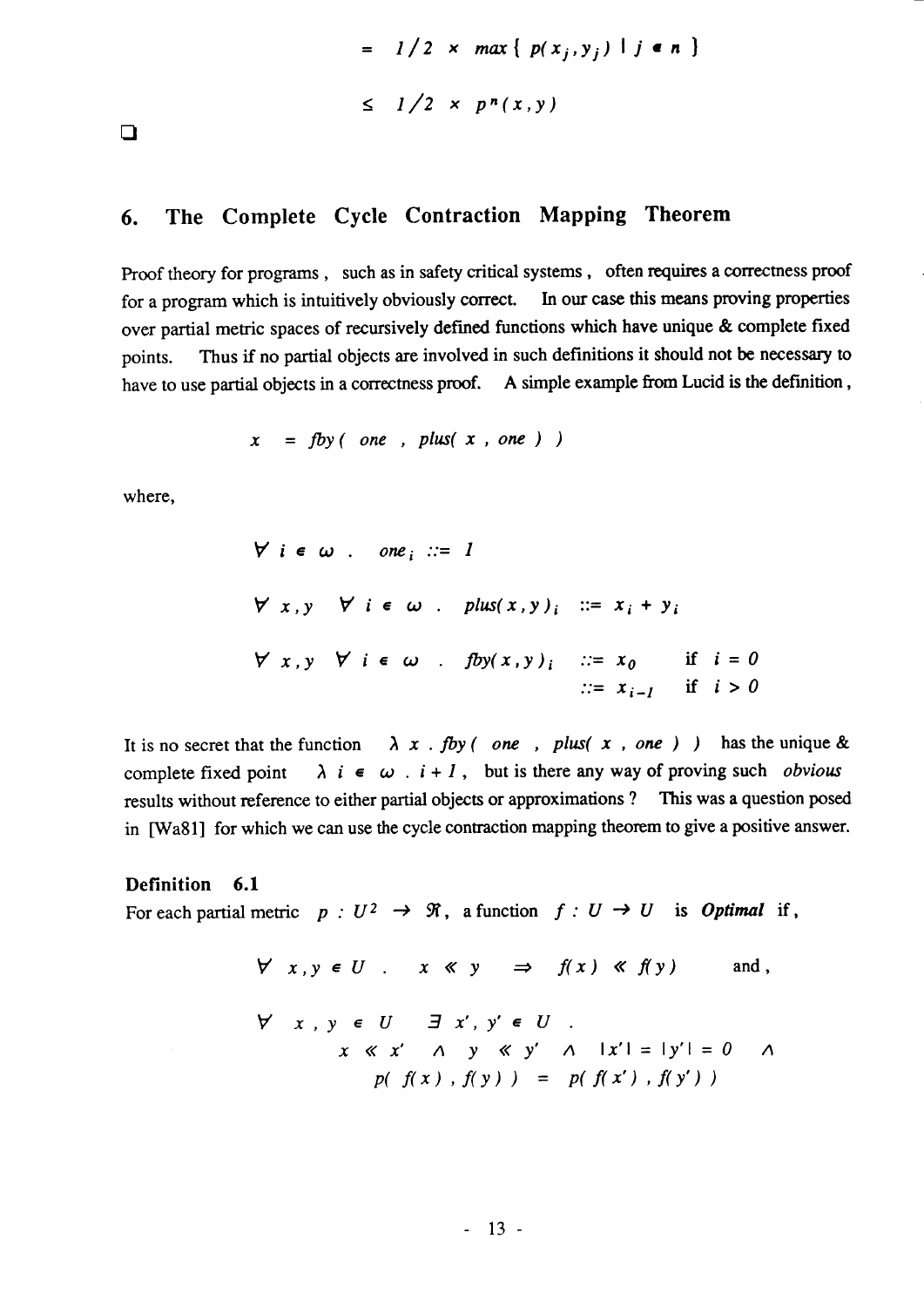$$= 1/2 \times max\{ p(x_j, y_j) \mid j \in n \}$$

$$\leq 1/2 \times p^n(x, y)$$

❑

## 6. The Complete Cycle Contraction Mapping Theorem

Proof theory for programs, such as in safety critical systems, often requires a correctness proof for a program which is intuitively obviously correct. In our case this means proving properties over partial metric spaces of recursively defined functions which have unique & complete fixed points. Thus if no partial objects are involved in such definitions it should not be necessary to have to use partial objects in a correctness proof. A simple example from Lucid is the definition,

$$x = fby(\ one\ ,\ plus(\ x\ ,\ one\ )\ )$$

where,

$$\forall\ i \in \omega\ .\quad one_i ::= 1$$

$$\forall\ x, y\quad \forall\ i \in \omega\ .\quad plus(x, y)_i ::= x_i + y_i$$

$$\forall\ x, y\quad \forall\ i \in \omega\ .\quad fby(x, y)_i \begin{array}{ll} ::= x_0 & \text{if } i = 0 \\ ::= x_{i-1} & \text{if } i > 0 \end{array}$$

It is no secret that the function $\lambda\ x\ .\ fby(\ one\ ,\ plus(\ x\ ,\ one\ )\ )$ has the unique & complete fixed point $\lambda\ i \in \omega\ .\ i + 1$, but is there any way of proving such *obvious* results without reference to either partial objects or approximations ? This was a question posed in [Wa81] for which we can use the cycle contraction mapping theorem to give a positive answer.

**Definition 6.1**
For each partial metric $p : U^2 \rightarrow \Re$, a function $f : U \rightarrow U$ is ***Optimal*** if,

$$\forall\ x, y \in U\ .\quad x \ll y \quad \Rightarrow \quad f(x) \ll f(y) \qquad \text{and ,}$$

$$\forall\ x, y \in U \quad \exists\ x', y' \in U\ .$$
$$x \ll x' \ \wedge\ y \ll y' \ \wedge\ |x'| = |y'| = 0 \ \wedge$$
$$p(\ f(x)\ ,\ f(y)\ ) = p(\ f(x')\ ,\ f(y')\ )$$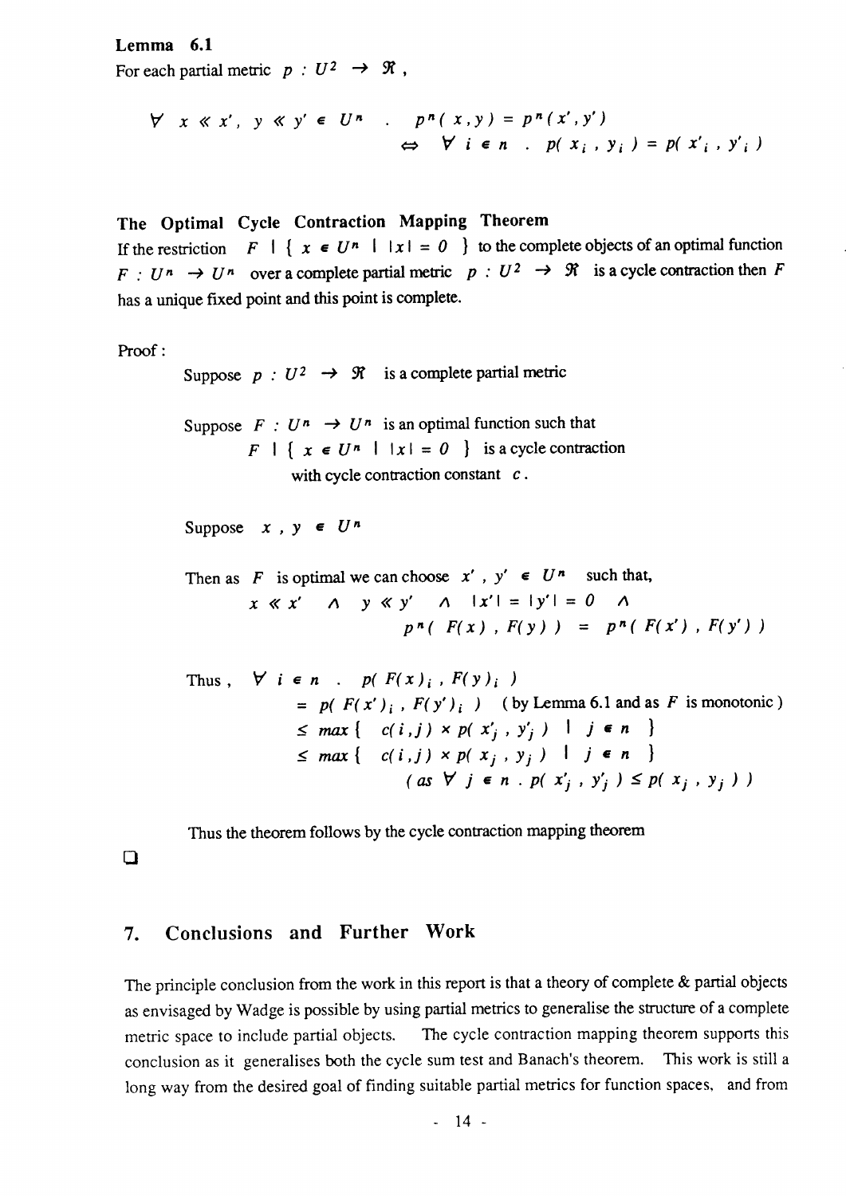**Lemma 6.1**

For each partial metric $p : U^2 \rightarrow \Re$ ,

$$\forall \ x \ll x', \ y \ll y' \in U^n \quad . \quad p^n(x, y) = p^n(x', y') \\ \Leftrightarrow \quad \forall \ i \in n \ . \ p(x_i, y_i) = p(x'_i, y'_i)$$

**The Optimal Cycle Contraction Mapping Theorem**

If the restriction $F \mid \{ x \in U^n \mid |x| = 0 \}$ to the complete objects of an optimal function $F : U^n \rightarrow U^n$ over a complete partial metric $p : U^2 \rightarrow \Re$ is a cycle contraction then $F$ has a unique fixed point and this point is complete.

Proof :

Suppose $p : U^2 \rightarrow \Re$ is a complete partial metric

Suppose $F : U^n \rightarrow U^n$ is an optimal function such that
$F \mid \{ x \in U^n \mid |x| = 0 \}$ is a cycle contraction
with cycle contraction constant $c$ .

Suppose $x, y \in U^n$

Then as $F$ is optimal we can choose $x', y' \in U^n$ such that,

$$x \ll x' \quad \wedge \quad y \ll y' \quad \wedge \quad |x'| = |y'| = 0 \quad \wedge \\ p^n(F(x), F(y)) = p^n(F(x'), F(y'))$$

Thus, $\forall \ i \in n \ . \ p(F(x)_i, F(y)_i)$

$= p(F(x')_i, F(y')_i)$ ( by Lemma 6.1 and as $F$ is monotonic )

$\leq max \{ \ c(i,j) \times p(x'_j, y'_j) \mid j \in n \ \}$

$\leq max \{ \ c(i,j) \times p(x_j, y_j) \mid j \in n \ \}$

( as $\forall \ j \in n \ . \ p(x'_j, y'_j) \leq p(x_j, y_j)$ )

Thus the theorem follows by the cycle contraction mapping theorem

❑

## 7. Conclusions and Further Work

The principle conclusion from the work in this report is that a theory of complete & partial objects as envisaged by Wadge is possible by using partial metrics to generalise the structure of a complete metric space to include partial objects. The cycle contraction mapping theorem supports this conclusion as it generalises both the cycle sum test and Banach's theorem. This work is still a long way from the desired goal of finding suitable partial metrics for function spaces, and from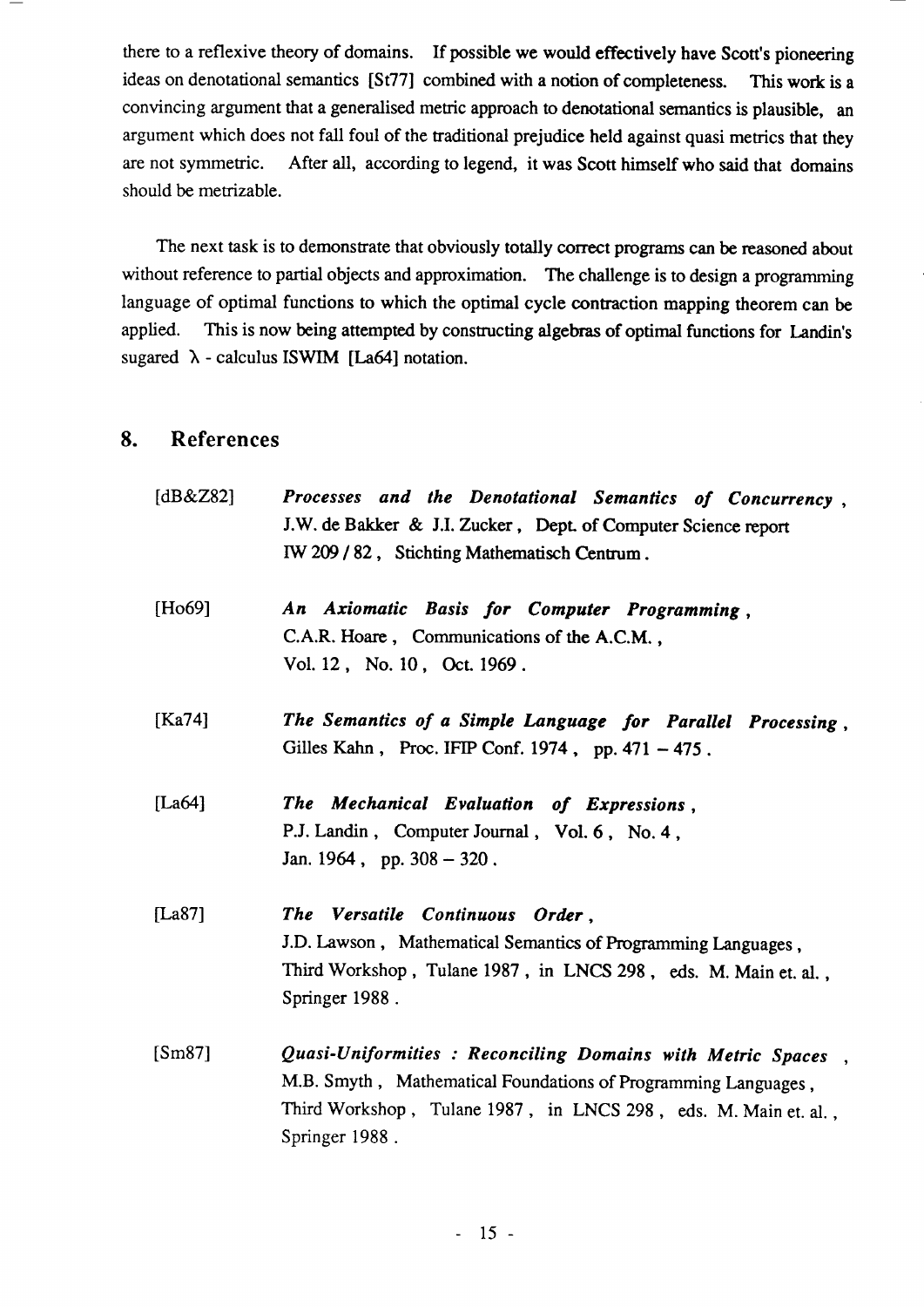there to a reflexive theory of domains. If possible we would effectively have Scott's pioneering ideas on denotational semantics [St77] combined with a notion of completeness. This work is a convincing argument that a generalised metric approach to denotational semantics is plausible, an argument which does not fall foul of the traditional prejudice held against quasi metrics that they are not symmetric. After all, according to legend, it was Scott himself who said that domains should be metrizable.

The next task is to demonstrate that obviously totally correct programs can be reasoned about without reference to partial objects and approximation. The challenge is to design a programming language of optimal functions to which the optimal cycle contraction mapping theorem can be applied. This is now being attempted by constructing algebras of optimal functions for Landin's sugared $\lambda$ - calculus ISWIM [La64] notation.

## 8. References

[dB&Z82] ***Processes and the Denotational Semantics of Concurrency***, J.W. de Bakker & J.I. Zucker, Dept. of Computer Science report IW 209 / 82, Stichting Mathematisch Centrum.

[Ho69] ***An Axiomatic Basis for Computer Programming***, C.A.R. Hoare, Communications of the A.C.M., Vol. 12, No. 10, Oct. 1969.

[Ka74] ***The Semantics of a Simple Language for Parallel Processing***, Gilles Kahn, Proc. IFIP Conf. 1974, pp. 471 – 475.

[La64] ***The Mechanical Evaluation of Expressions***, P.J. Landin, Computer Journal, Vol. 6, No. 4, Jan. 1964, pp. 308 – 320.

[La87] ***The Versatile Continuous Order***, J.D. Lawson, Mathematical Semantics of Programming Languages, Third Workshop, Tulane 1987, in LNCS 298, eds. M. Main et. al., Springer 1988.

[Sm87] ***Quasi-Uniformities : Reconciling Domains with Metric Spaces***, M.B. Smyth, Mathematical Foundations of Programming Languages, Third Workshop, Tulane 1987, in LNCS 298, eds. M. Main et. al., Springer 1988.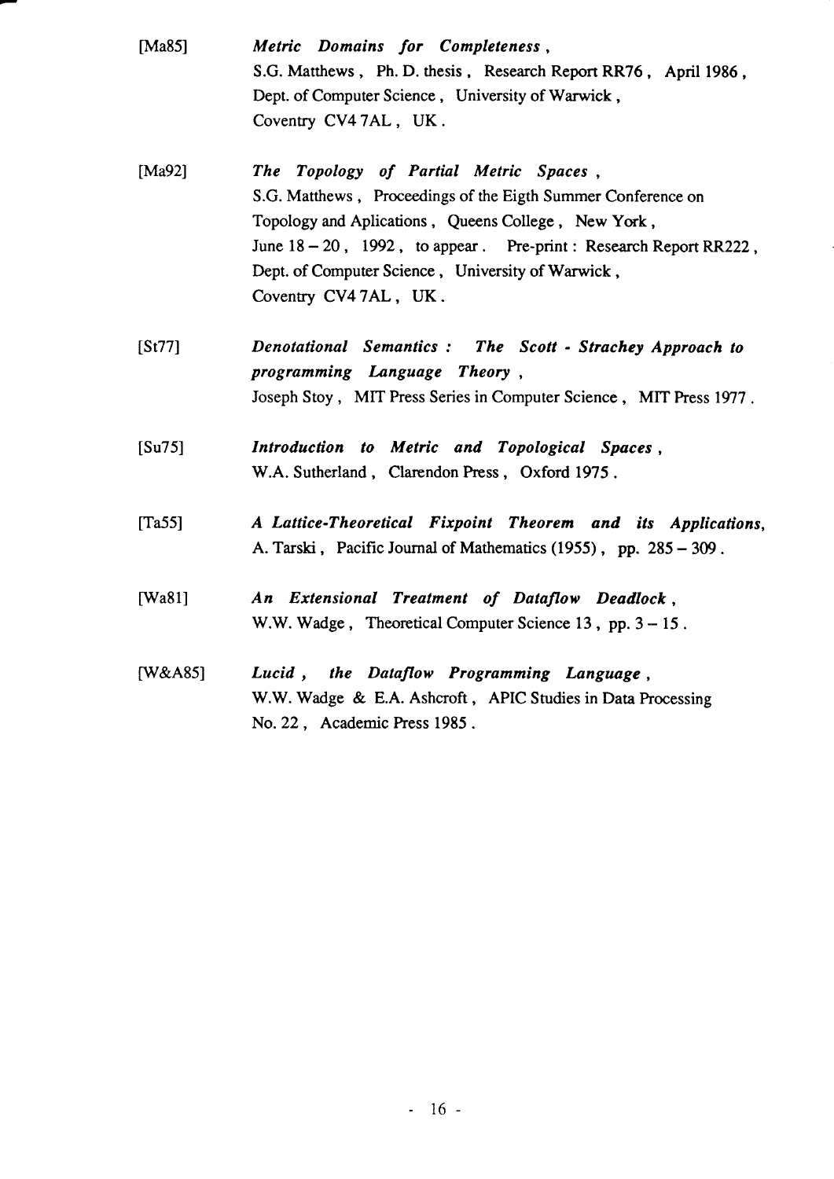[Ma85] *Metric Domains for Completeness* ,
S.G. Matthews , Ph. D. thesis , Research Report RR76 , April 1986 ,
Dept. of Computer Science , University of Warwick ,
Coventry CV4 7AL , UK .

[Ma92] *The Topology of Partial Metric Spaces* ,
S.G. Matthews , Proceedings of the Eigth Summer Conference on
Topology and Aplications , Queens College , New York ,
June 18 – 20 , 1992 , to appear . Pre-print : Research Report RR222 ,
Dept. of Computer Science , University of Warwick ,
Coventry CV4 7AL , UK .

[St77] *Denotational Semantics : The Scott - Strachey Approach to programming Language Theory* ,
Joseph Stoy , MIT Press Series in Computer Science , MIT Press 1977 .

[Su75] *Introduction to Metric and Topological Spaces* ,
W.A. Sutherland , Clarendon Press , Oxford 1975 .

[Ta55] *A Lattice-Theoretical Fixpoint Theorem and its Applications*,
A. Tarski , Pacific Journal of Mathematics (1955) , pp. 285 – 309 .

[Wa81] *An Extensional Treatment of Dataflow Deadlock* ,
W.W. Wadge , Theoretical Computer Science 13 , pp. 3 – 15 .

[W&A85] *Lucid , the Dataflow Programming Language* ,
W.W. Wadge & E.A. Ashcroft , APIC Studies in Data Processing
No. 22 , Academic Press 1985 .